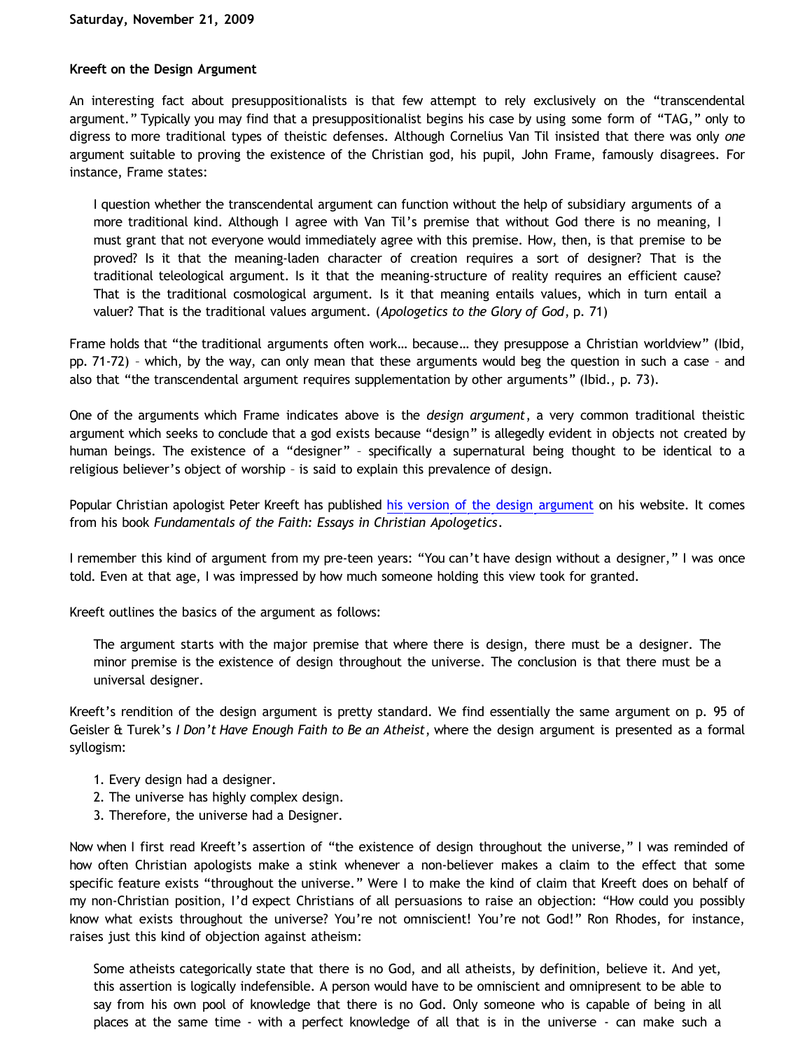**Saturday, November 21, 2009**

**Kreeft on the Design Argument**

An interesting fact about presuppositionalists is that few attempt to rely exclusively on the "transcendental argument." Typically you may find that a presuppositionalist begins his case by using some form of "TAG," only to digress to more traditional types of theistic defenses. Although Cornelius Van Til insisted that there was only *one* argument suitable to proving the existence of the Christian god, his pupil, John Frame, famously disagrees. For instance, Frame states:

> I question whether the transcendental argument can function without the help of subsidiary arguments of a more traditional kind. Although I agree with Van Til's premise that without God there is no meaning, I must grant that not everyone would immediately agree with this premise. How, then, is that premise to be proved? Is it that the meaning-laden character of creation requires a sort of designer? That is the traditional teleological argument. Is it that the meaning-structure of reality requires an efficient cause? That is the traditional cosmological argument. Is it that meaning entails values, which in turn entail a valuer? That is the traditional values argument. (*Apologetics to the Glory of God*, p. 71)

Frame holds that "the traditional arguments often work… because… they presuppose a Christian worldview" (Ibid, pp. 71-72) – which, by the way, can only mean that these arguments would beg the question in such a case – and also that "the transcendental argument requires supplementation by other arguments" (Ibid., p. 73).

One of the arguments which Frame indicates above is the *design argument*, a very common traditional theistic argument which seeks to conclude that a god exists because "design" is allegedly evident in objects not created by human beings. The existence of a "designer" – specifically a supernatural being thought to be identical to a religious believer's object of worship – is said to explain this prevalence of design.

Popular Christian apologist Peter Kreeft has published his version of the design argument on his website. It comes from his book *Fundamentals of the Faith: Essays in Christian Apologetics*.

I remember this kind of argument from my pre-teen years: "You can't have design without a designer," I was once told. Even at that age, I was impressed by how much someone holding this view took for granted.

Kreeft outlines the basics of the argument as follows:

> The argument starts with the major premise that where there is design, there must be a designer. The minor premise is the existence of design throughout the universe. The conclusion is that there must be a universal designer.

Kreeft's rendition of the design argument is pretty standard. We find essentially the same argument on p. 95 of Geisler & Turek's *I Don't Have Enough Faith to Be an Atheist*, where the design argument is presented as a formal syllogism:

1. Every design had a designer.
2. The universe has highly complex design.
3. Therefore, the universe had a Designer.

Now when I first read Kreeft's assertion of "the existence of design throughout the universe," I was reminded of how often Christian apologists make a stink whenever a non-believer makes a claim to the effect that some specific feature exists "throughout the universe." Were I to make the kind of claim that Kreeft does on behalf of my non-Christian position, I'd expect Christians of all persuasions to raise an objection: "How could you possibly know what exists throughout the universe? You're not omniscient! You're not God!" Ron Rhodes, for instance, raises just this kind of objection against atheism:

> Some atheists categorically state that there is no God, and all atheists, by definition, believe it. And yet, this assertion is logically indefensible. A person would have to be omniscient and omnipresent to be able to say from his own pool of knowledge that there is no God. Only someone who is capable of being in all places at the same time - with a perfect knowledge of all that is in the universe - can make such a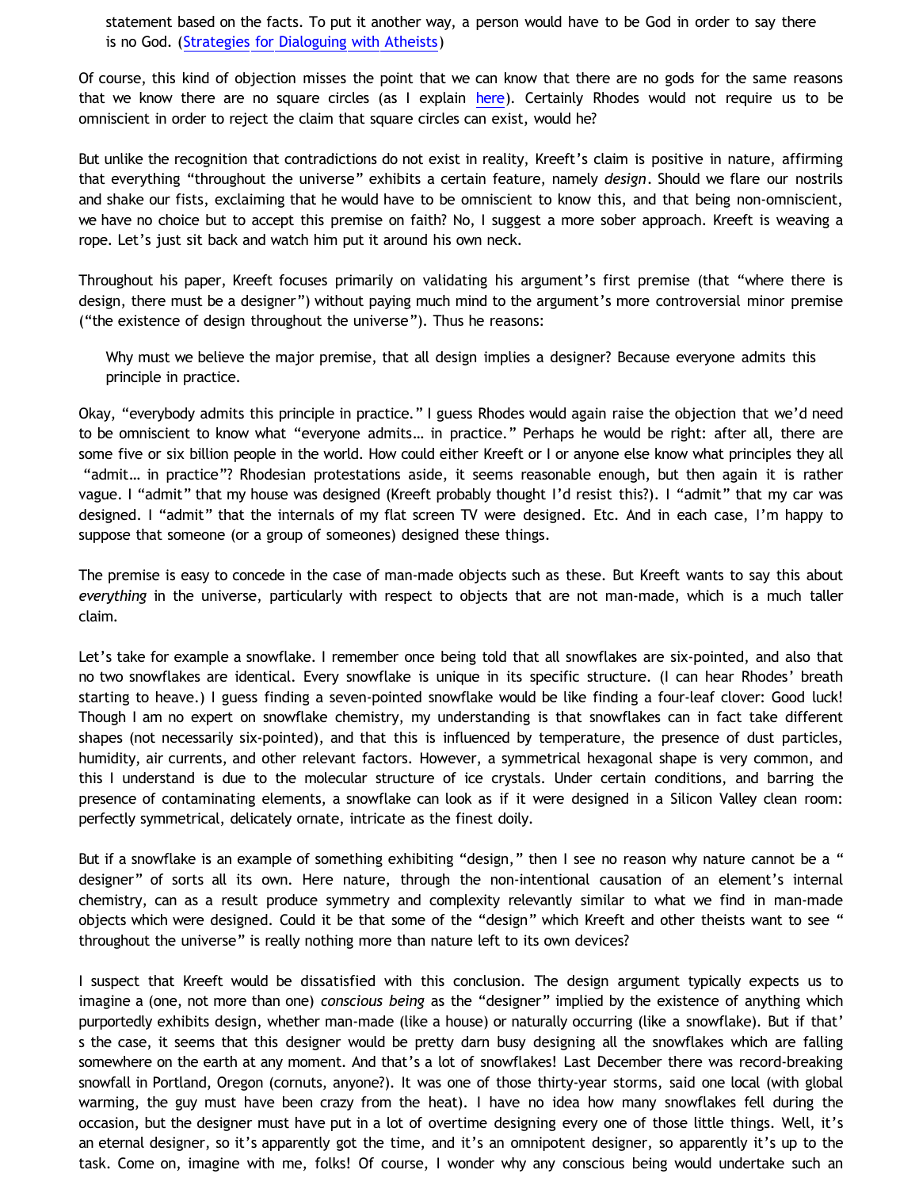> statement based on the facts. To put it another way, a person would have to be God in order to say there is no God. ([Strategies for Dialoguing with Atheists]())

Of course, this kind of objection misses the point that we can know that there are no gods for the same reasons that we know there are no square circles (as I explain [here]()). Certainly Rhodes would not require us to be omniscient in order to reject the claim that square circles can exist, would he?

But unlike the recognition that contradictions do not exist in reality, Kreeft's claim is positive in nature, affirming that everything "throughout the universe" exhibits a certain feature, namely *design*. Should we flare our nostrils and shake our fists, exclaiming that he would have to be omniscient to know this, and that being non-omniscient, we have no choice but to accept this premise on faith? No, I suggest a more sober approach. Kreeft is weaving a rope. Let's just sit back and watch him put it around his own neck.

Throughout his paper, Kreeft focuses primarily on validating his argument's first premise (that "where there is design, there must be a designer") without paying much mind to the argument's more controversial minor premise ("the existence of design throughout the universe"). Thus he reasons:

> Why must we believe the major premise, that all design implies a designer? Because everyone admits this principle in practice.

Okay, "everybody admits this principle in practice." I guess Rhodes would again raise the objection that we'd need to be omniscient to know what "everyone admits… in practice." Perhaps he would be right: after all, there are some five or six billion people in the world. How could either Kreeft or I or anyone else know what principles they all "admit… in practice"? Rhodesian protestations aside, it seems reasonable enough, but then again it is rather vague. I "admit" that my house was designed (Kreeft probably thought I'd resist this?). I "admit" that my car was designed. I "admit" that the internals of my flat screen TV were designed. Etc. And in each case, I'm happy to suppose that someone (or a group of someones) designed these things.

The premise is easy to concede in the case of man-made objects such as these. But Kreeft wants to say this about *everything* in the universe, particularly with respect to objects that are not man-made, which is a much taller claim.

Let's take for example a snowflake. I remember once being told that all snowflakes are six-pointed, and also that no two snowflakes are identical. Every snowflake is unique in its specific structure. (I can hear Rhodes' breath starting to heave.) I guess finding a seven-pointed snowflake would be like finding a four-leaf clover: Good luck! Though I am no expert on snowflake chemistry, my understanding is that snowflakes can in fact take different shapes (not necessarily six-pointed), and that this is influenced by temperature, the presence of dust particles, humidity, air currents, and other relevant factors. However, a symmetrical hexagonal shape is very common, and this I understand is due to the molecular structure of ice crystals. Under certain conditions, and barring the presence of contaminating elements, a snowflake can look as if it were designed in a Silicon Valley clean room: perfectly symmetrical, delicately ornate, intricate as the finest doily.

But if a snowflake is an example of something exhibiting "design," then I see no reason why nature cannot be a "designer" of sorts all its own. Here nature, through the non-intentional causation of an element's internal chemistry, can as a result produce symmetry and complexity relevantly similar to what we find in man-made objects which were designed. Could it be that some of the "design" which Kreeft and other theists want to see "throughout the universe" is really nothing more than nature left to its own devices?

I suspect that Kreeft would be dissatisfied with this conclusion. The design argument typically expects us to imagine a (one, not more than one) *conscious being* as the "designer" implied by the existence of anything which purportedly exhibits design, whether man-made (like a house) or naturally occurring (like a snowflake). But if that's the case, it seems that this designer would be pretty darn busy designing all the snowflakes which are falling somewhere on the earth at any moment. And that's a lot of snowflakes! Last December there was record-breaking snowfall in Portland, Oregon (cornuts, anyone?). It was one of those thirty-year storms, said one local (with global warming, the guy must have been crazy from the heat). I have no idea how many snowflakes fell during the occasion, but the designer must have put in a lot of overtime designing every one of those little things. Well, it's an eternal designer, so it's apparently got the time, and it's an omnipotent designer, so apparently it's up to the task. Come on, imagine with me, folks! Of course, I wonder why any conscious being would undertake such an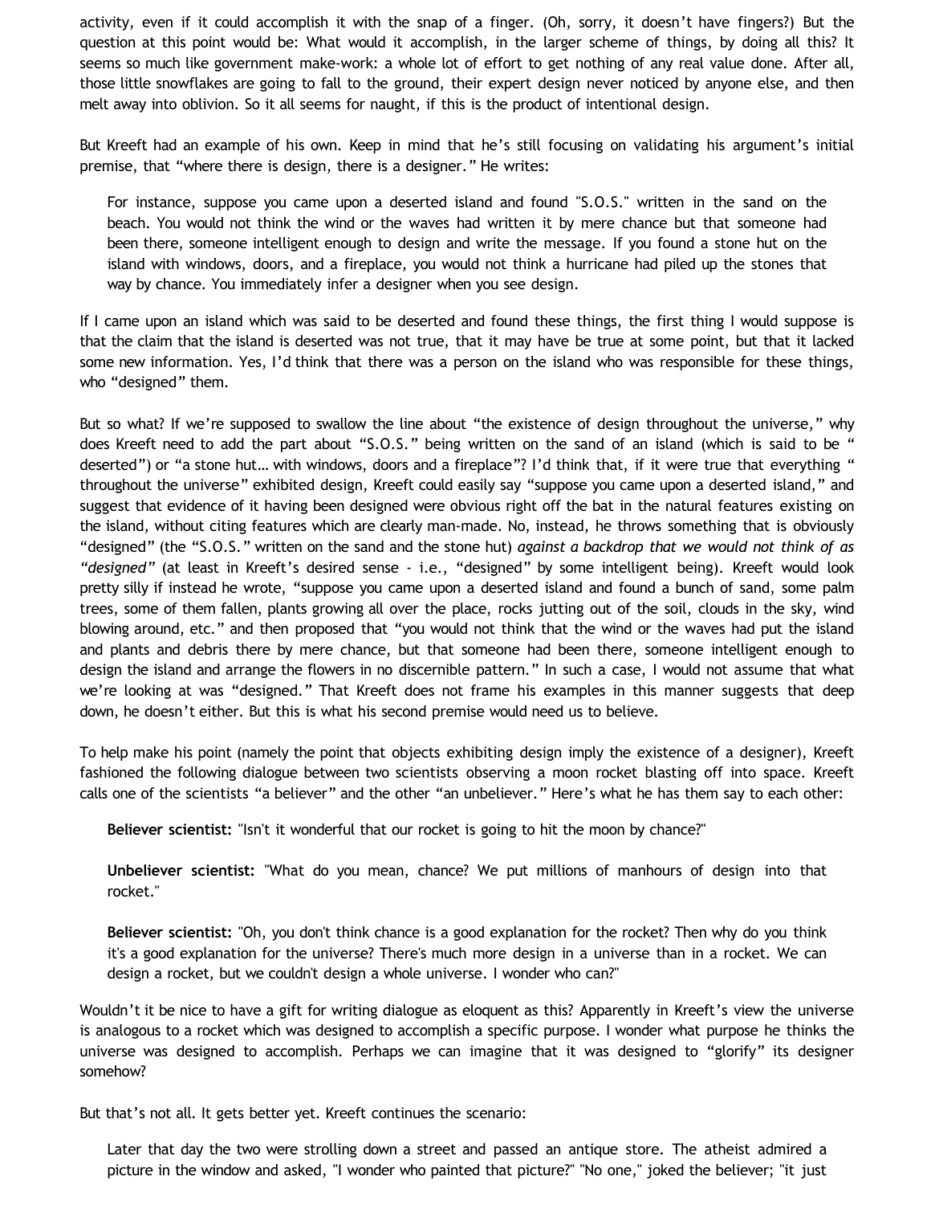activity, even if it could accomplish it with the snap of a finger. (Oh, sorry, it doesn't have fingers?) But the question at this point would be: What would it accomplish, in the larger scheme of things, by doing all this? It seems so much like government make-work: a whole lot of effort to get nothing of any real value done. After all, those little snowflakes are going to fall to the ground, their expert design never noticed by anyone else, and then melt away into oblivion. So it all seems for naught, if this is the product of intentional design.

But Kreeft had an example of his own. Keep in mind that he's still focusing on validating his argument's initial premise, that "where there is design, there is a designer." He writes:

> For instance, suppose you came upon a deserted island and found "S.O.S." written in the sand on the beach. You would not think the wind or the waves had written it by mere chance but that someone had been there, someone intelligent enough to design and write the message. If you found a stone hut on the island with windows, doors, and a fireplace, you would not think a hurricane had piled up the stones that way by chance. You immediately infer a designer when you see design.

If I came upon an island which was said to be deserted and found these things, the first thing I would suppose is that the claim that the island is deserted was not true, that it may have be true at some point, but that it lacked some new information. Yes, I'd think that there was a person on the island who was responsible for these things, who "designed" them.

But so what? If we're supposed to swallow the line about "the existence of design throughout the universe," why does Kreeft need to add the part about "S.O.S." being written on the sand of an island (which is said to be "deserted") or "a stone hut… with windows, doors and a fireplace"? I'd think that, if it were true that everything "throughout the universe" exhibited design, Kreeft could easily say "suppose you came upon a deserted island," and suggest that evidence of it having been designed were obvious right off the bat in the natural features existing on the island, without citing features which are clearly man-made. No, instead, he throws something that is obviously "designed" (the "S.O.S." written on the sand and the stone hut) *against a backdrop that we would not think of as "designed"* (at least in Kreeft's desired sense - i.e., "designed" by some intelligent being). Kreeft would look pretty silly if instead he wrote, "suppose you came upon a deserted island and found a bunch of sand, some palm trees, some of them fallen, plants growing all over the place, rocks jutting out of the soil, clouds in the sky, wind blowing around, etc." and then proposed that "you would not think that the wind or the waves had put the island and plants and debris there by mere chance, but that someone had been there, someone intelligent enough to design the island and arrange the flowers in no discernible pattern." In such a case, I would not assume that what we're looking at was "designed." That Kreeft does not frame his examples in this manner suggests that deep down, he doesn't either. But this is what his second premise would need us to believe.

To help make his point (namely the point that objects exhibiting design imply the existence of a designer), Kreeft fashioned the following dialogue between two scientists observing a moon rocket blasting off into space. Kreeft calls one of the scientists "a believer" and the other "an unbeliever." Here's what he has them say to each other:

> **Believer scientist:** "Isn't it wonderful that our rocket is going to hit the moon by chance?"
>
> **Unbeliever scientist:** "What do you mean, chance? We put millions of manhours of design into that rocket."
>
> **Believer scientist:** "Oh, you don't think chance is a good explanation for the rocket? Then why do you think it's a good explanation for the universe? There's much more design in a universe than in a rocket. We can design a rocket, but we couldn't design a whole universe. I wonder who can?"

Wouldn't it be nice to have a gift for writing dialogue as eloquent as this? Apparently in Kreeft's view the universe is analogous to a rocket which was designed to accomplish a specific purpose. I wonder what purpose he thinks the universe was designed to accomplish. Perhaps we can imagine that it was designed to "glorify" its designer somehow?

But that's not all. It gets better yet. Kreeft continues the scenario:

> Later that day the two were strolling down a street and passed an antique store. The atheist admired a picture in the window and asked, "I wonder who painted that picture?" "No one," joked the believer; "it just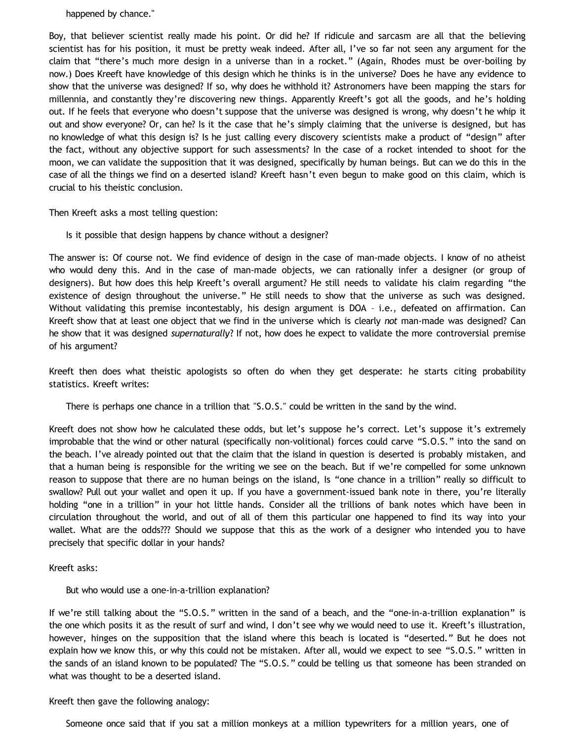> happened by chance."

Boy, that believer scientist really made his point. Or did he? If ridicule and sarcasm are all that the believing scientist has for his position, it must be pretty weak indeed. After all, I've so far not seen any argument for the claim that "there's much more design in a universe than in a rocket." (Again, Rhodes must be over-boiling by now.) Does Kreeft have knowledge of this design which he thinks is in the universe? Does he have any evidence to show that the universe was designed? If so, why does he withhold it? Astronomers have been mapping the stars for millennia, and constantly they're discovering new things. Apparently Kreeft's got all the goods, and he's holding out. If he feels that everyone who doesn't suppose that the universe was designed is wrong, why doesn't he whip it out and show everyone? Or, can he? Is it the case that he's simply claiming that the universe is designed, but has no knowledge of what this design is? Is he just calling every discovery scientists make a product of "design" after the fact, without any objective support for such assessments? In the case of a rocket intended to shoot for the moon, we can validate the supposition that it was designed, specifically by human beings. But can we do this in the case of all the things we find on a deserted island? Kreeft hasn't even begun to make good on this claim, which is crucial to his theistic conclusion.

Then Kreeft asks a most telling question:

> Is it possible that design happens by chance without a designer?

The answer is: Of course not. We find evidence of design in the case of man-made objects. I know of no atheist who would deny this. And in the case of man-made objects, we can rationally infer a designer (or group of designers). But how does this help Kreeft's overall argument? He still needs to validate his claim regarding "the existence of design throughout the universe." He still needs to show that the universe as such was designed. Without validating this premise incontestably, his design argument is DOA – i.e., defeated on affirmation. Can Kreeft show that at least one object that we find in the universe which is clearly *not* man-made was designed? Can he show that it was designed *supernaturally*? If not, how does he expect to validate the more controversial premise of his argument?

Kreeft then does what theistic apologists so often do when they get desperate: he starts citing probability statistics. Kreeft writes:

> There is perhaps one chance in a trillion that "S.O.S." could be written in the sand by the wind.

Kreeft does not show how he calculated these odds, but let's suppose he's correct. Let's suppose it's extremely improbable that the wind or other natural (specifically non-volitional) forces could carve "S.O.S." into the sand on the beach. I've already pointed out that the claim that the island in question is deserted is probably mistaken, and that a human being is responsible for the writing we see on the beach. But if we're compelled for some unknown reason to suppose that there are no human beings on the island, Is "one chance in a trillion" really so difficult to swallow? Pull out your wallet and open it up. If you have a government-issued bank note in there, you're literally holding "one in a trillion" in your hot little hands. Consider all the trillions of bank notes which have been in circulation throughout the world, and out of all of them this particular one happened to find its way into your wallet. What are the odds??? Should we suppose that this as the work of a designer who intended you to have precisely that specific dollar in your hands?

Kreeft asks:

> But who would use a one-in-a-trillion explanation?

If we're still talking about the "S.O.S." written in the sand of a beach, and the "one-in-a-trillion explanation" is the one which posits it as the result of surf and wind, I don't see why we would need to use it. Kreeft's illustration, however, hinges on the supposition that the island where this beach is located is "deserted." But he does not explain how we know this, or why this could not be mistaken. After all, would we expect to see "S.O.S." written in the sands of an island known to be populated? The "S.O.S." could be telling us that someone has been stranded on what was thought to be a deserted island.

Kreeft then gave the following analogy:

> Someone once said that if you sat a million monkeys at a million typewriters for a million years, one of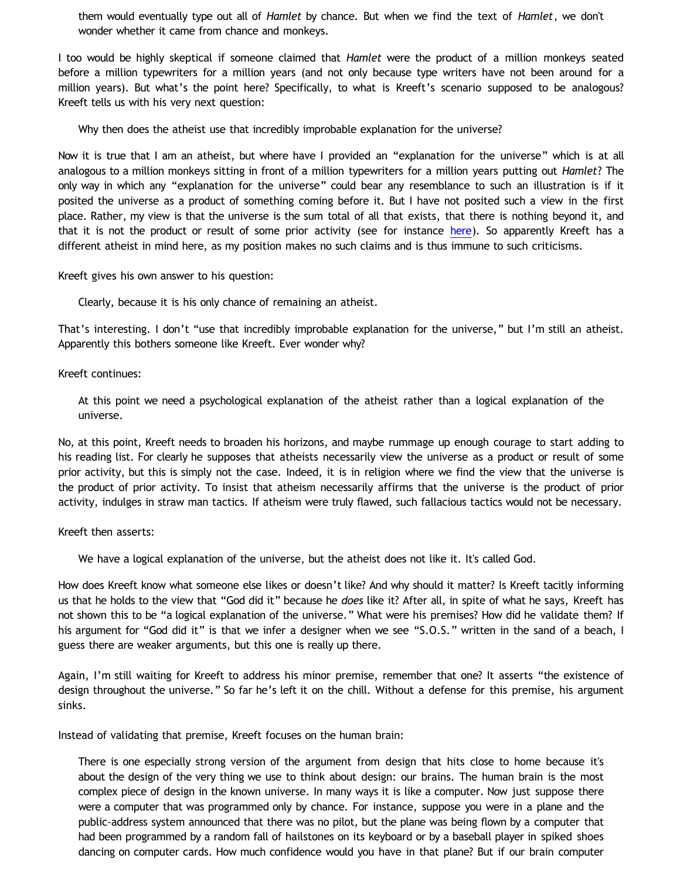> them would eventually type out all of *Hamlet* by chance. But when we find the text of *Hamlet*, we don't wonder whether it came from chance and monkeys.

I too would be highly skeptical if someone claimed that *Hamlet* were the product of a million monkeys seated before a million typewriters for a million years (and not only because type writers have not been around for a million years). But what's the point here? Specifically, to what is Kreeft's scenario supposed to be analogous? Kreeft tells us with his very next question:

> Why then does the atheist use that incredibly improbable explanation for the universe?

Now it is true that I am an atheist, but where have I provided an "explanation for the universe" which is at all analogous to a million monkeys sitting in front of a million typewriters for a million years putting out *Hamlet*? The only way in which any "explanation for the universe" could bear any resemblance to such an illustration is if it posited the universe as a product of something coming before it. But I have not posited such a view in the first place. Rather, my view is that the universe is the sum total of all that exists, that there is nothing beyond it, and that it is not the product or result of some prior activity (see for instance [here]()). So apparently Kreeft has a different atheist in mind here, as my position makes no such claims and is thus immune to such criticisms.

Kreeft gives his own answer to his question:

> Clearly, because it is his only chance of remaining an atheist.

That's interesting. I don't "use that incredibly improbable explanation for the universe," but I'm still an atheist. Apparently this bothers someone like Kreeft. Ever wonder why?

Kreeft continues:

> At this point we need a psychological explanation of the atheist rather than a logical explanation of the universe.

No, at this point, Kreeft needs to broaden his horizons, and maybe rummage up enough courage to start adding to his reading list. For clearly he supposes that atheists necessarily view the universe as a product or result of some prior activity, but this is simply not the case. Indeed, it is in religion where we find the view that the universe is the product of prior activity. To insist that atheism necessarily affirms that the universe is the product of prior activity, indulges in straw man tactics. If atheism were truly flawed, such fallacious tactics would not be necessary.

Kreeft then asserts:

> We have a logical explanation of the universe, but the atheist does not like it. It's called God.

How does Kreeft know what someone else likes or doesn't like? And why should it matter? Is Kreeft tacitly informing us that he holds to the view that "God did it" because he *does* like it? After all, in spite of what he says, Kreeft has not shown this to be "a logical explanation of the universe." What were his premises? How did he validate them? If his argument for "God did it" is that we infer a designer when we see "S.O.S." written in the sand of a beach, I guess there are weaker arguments, but this one is really up there.

Again, I'm still waiting for Kreeft to address his minor premise, remember that one? It asserts "the existence of design throughout the universe." So far he's left it on the chill. Without a defense for this premise, his argument sinks.

Instead of validating that premise, Kreeft focuses on the human brain:

> There is one especially strong version of the argument from design that hits close to home because it's about the design of the very thing we use to think about design: our brains. The human brain is the most complex piece of design in the known universe. In many ways it is like a computer. Now just suppose there were a computer that was programmed only by chance. For instance, suppose you were in a plane and the public-address system announced that there was no pilot, but the plane was being flown by a computer that had been programmed by a random fall of hailstones on its keyboard or by a baseball player in spiked shoes dancing on computer cards. How much confidence would you have in that plane? But if our brain computer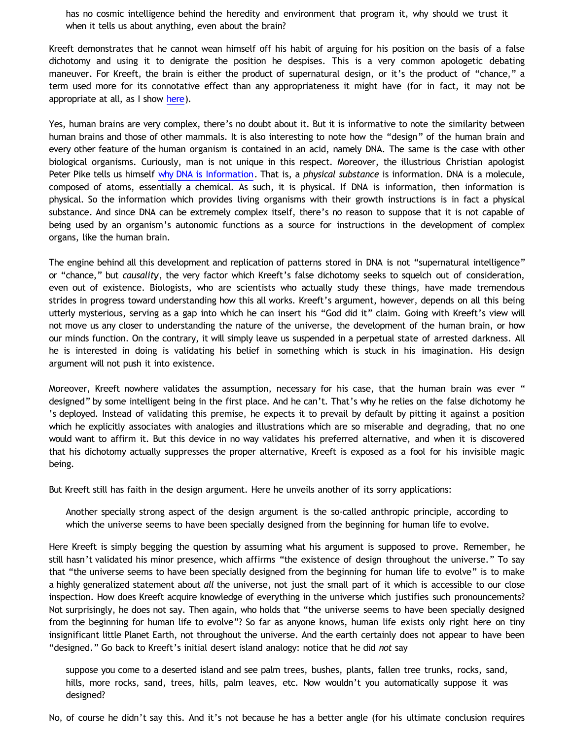> has no cosmic intelligence behind the heredity and environment that program it, why should we trust it when it tells us about anything, even about the brain?

Kreeft demonstrates that he cannot wean himself off his habit of arguing for his position on the basis of a false dichotomy and using it to denigrate the position he despises. This is a very common apologetic debating maneuver. For Kreeft, the brain is either the product of supernatural design, or it's the product of "chance," a term used more for its connotative effect than any appropriateness it might have (for in fact, it may not be appropriate at all, as I show here).

Yes, human brains are very complex, there's no doubt about it. But it is informative to note the similarity between human brains and those of other mammals. It is also interesting to note how the "design" of the human brain and every other feature of the human organism is contained in an acid, namely DNA. The same is the case with other biological organisms. Curiously, man is not unique in this respect. Moreover, the illustrious Christian apologist Peter Pike tells us himself why DNA is Information. That is, a *physical substance* is information. DNA is a molecule, composed of atoms, essentially a chemical. As such, it is physical. If DNA is information, then information is physical. So the information which provides living organisms with their growth instructions is in fact a physical substance. And since DNA can be extremely complex itself, there's no reason to suppose that it is not capable of being used by an organism's autonomic functions as a source for instructions in the development of complex organs, like the human brain.

The engine behind all this development and replication of patterns stored in DNA is not "supernatural intelligence" or "chance," but *causality*, the very factor which Kreeft's false dichotomy seeks to squelch out of consideration, even out of existence. Biologists, who are scientists who actually study these things, have made tremendous strides in progress toward understanding how this all works. Kreeft's argument, however, depends on all this being utterly mysterious, serving as a gap into which he can insert his "God did it" claim. Going with Kreeft's view will not move us any closer to understanding the nature of the universe, the development of the human brain, or how our minds function. On the contrary, it will simply leave us suspended in a perpetual state of arrested darkness. All he is interested in doing is validating his belief in something which is stuck in his imagination. His design argument will not push it into existence.

Moreover, Kreeft nowhere validates the assumption, necessary for his case, that the human brain was ever "designed" by some intelligent being in the first place. And he can't. That's why he relies on the false dichotomy he's deployed. Instead of validating this premise, he expects it to prevail by default by pitting it against a position which he explicitly associates with analogies and illustrations which are so miserable and degrading, that no one would want to affirm it. But this device in no way validates his preferred alternative, and when it is discovered that his dichotomy actually suppresses the proper alternative, Kreeft is exposed as a fool for his invisible magic being.

But Kreeft still has faith in the design argument. Here he unveils another of its sorry applications:

> Another specially strong aspect of the design argument is the so-called anthropic principle, according to which the universe seems to have been specially designed from the beginning for human life to evolve.

Here Kreeft is simply begging the question by assuming what his argument is supposed to prove. Remember, he still hasn't validated his minor presence, which affirms "the existence of design throughout the universe." To say that "the universe seems to have been specially designed from the beginning for human life to evolve" is to make a highly generalized statement about *all* the universe, not just the small part of it which is accessible to our close inspection. How does Kreeft acquire knowledge of everything in the universe which justifies such pronouncements? Not surprisingly, he does not say. Then again, who holds that "the universe seems to have been specially designed from the beginning for human life to evolve"? So far as anyone knows, human life exists only right here on tiny insignificant little Planet Earth, not throughout the universe. And the earth certainly does not appear to have been "designed." Go back to Kreeft's initial desert island analogy: notice that he did *not* say

> suppose you come to a deserted island and see palm trees, bushes, plants, fallen tree trunks, rocks, sand, hills, more rocks, sand, trees, hills, palm leaves, etc. Now wouldn't you automatically suppose it was designed?

No, of course he didn't say this. And it's not because he has a better angle (for his ultimate conclusion requires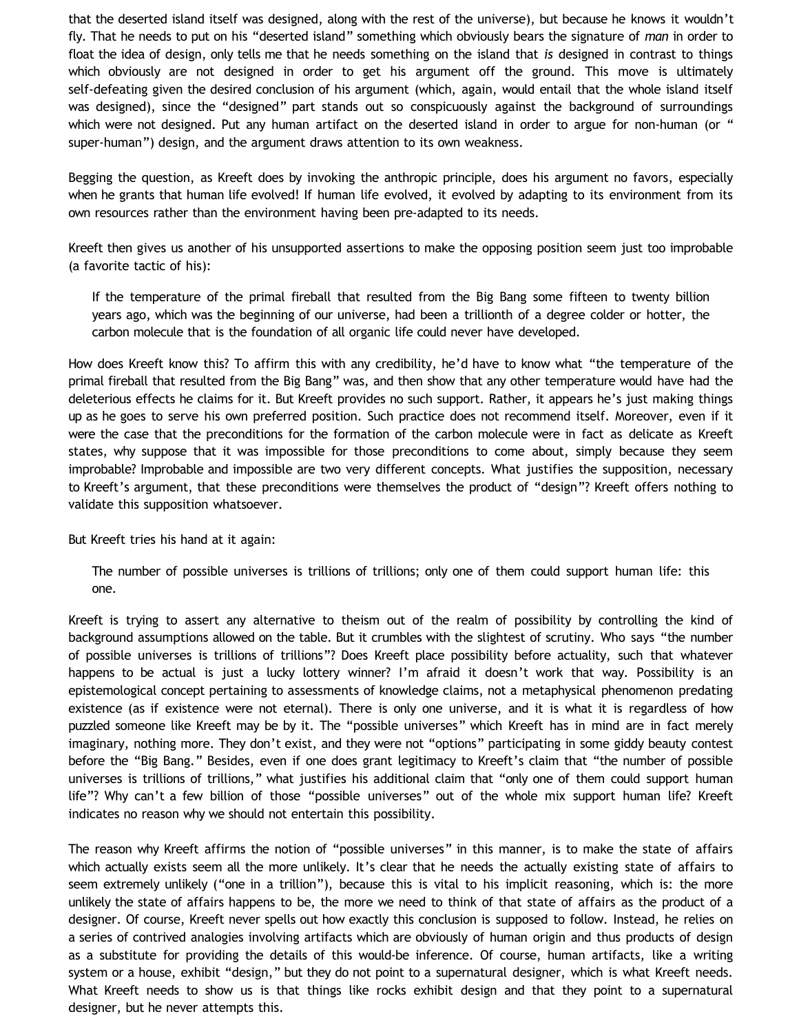that the deserted island itself was designed, along with the rest of the universe), but because he knows it wouldn't fly. That he needs to put on his "deserted island" something which obviously bears the signature of *man* in order to float the idea of design, only tells me that he needs something on the island that *is* designed in contrast to things which obviously are not designed in order to get his argument off the ground. This move is ultimately self-defeating given the desired conclusion of his argument (which, again, would entail that the whole island itself was designed), since the "designed" part stands out so conspicuously against the background of surroundings which were not designed. Put any human artifact on the deserted island in order to argue for non-human (or " super-human") design, and the argument draws attention to its own weakness.

Begging the question, as Kreeft does by invoking the anthropic principle, does his argument no favors, especially when he grants that human life evolved! If human life evolved, it evolved by adapting to its environment from its own resources rather than the environment having been pre-adapted to its needs.

Kreeft then gives us another of his unsupported assertions to make the opposing position seem just too improbable (a favorite tactic of his):

> If the temperature of the primal fireball that resulted from the Big Bang some fifteen to twenty billion years ago, which was the beginning of our universe, had been a trillionth of a degree colder or hotter, the carbon molecule that is the foundation of all organic life could never have developed.

How does Kreeft know this? To affirm this with any credibility, he'd have to know what "the temperature of the primal fireball that resulted from the Big Bang" was, and then show that any other temperature would have had the deleterious effects he claims for it. But Kreeft provides no such support. Rather, it appears he's just making things up as he goes to serve his own preferred position. Such practice does not recommend itself. Moreover, even if it were the case that the preconditions for the formation of the carbon molecule were in fact as delicate as Kreeft states, why suppose that it was impossible for those preconditions to come about, simply because they seem improbable? Improbable and impossible are two very different concepts. What justifies the supposition, necessary to Kreeft's argument, that these preconditions were themselves the product of "design"? Kreeft offers nothing to validate this supposition whatsoever.

But Kreeft tries his hand at it again:

> The number of possible universes is trillions of trillions; only one of them could support human life: this one.

Kreeft is trying to assert any alternative to theism out of the realm of possibility by controlling the kind of background assumptions allowed on the table. But it crumbles with the slightest of scrutiny. Who says "the number of possible universes is trillions of trillions"? Does Kreeft place possibility before actuality, such that whatever happens to be actual is just a lucky lottery winner? I'm afraid it doesn't work that way. Possibility is an epistemological concept pertaining to assessments of knowledge claims, not a metaphysical phenomenon predating existence (as if existence were not eternal). There is only one universe, and it is what it is regardless of how puzzled someone like Kreeft may be by it. The "possible universes" which Kreeft has in mind are in fact merely imaginary, nothing more. They don't exist, and they were not "options" participating in some giddy beauty contest before the "Big Bang." Besides, even if one does grant legitimacy to Kreeft's claim that "the number of possible universes is trillions of trillions," what justifies his additional claim that "only one of them could support human life"? Why can't a few billion of those "possible universes" out of the whole mix support human life? Kreeft indicates no reason why we should not entertain this possibility.

The reason why Kreeft affirms the notion of "possible universes" in this manner, is to make the state of affairs which actually exists seem all the more unlikely. It's clear that he needs the actually existing state of affairs to seem extremely unlikely ("one in a trillion"), because this is vital to his implicit reasoning, which is: the more unlikely the state of affairs happens to be, the more we need to think of that state of affairs as the product of a designer. Of course, Kreeft never spells out how exactly this conclusion is supposed to follow. Instead, he relies on a series of contrived analogies involving artifacts which are obviously of human origin and thus products of design as a substitute for providing the details of this would-be inference. Of course, human artifacts, like a writing system or a house, exhibit "design," but they do not point to a supernatural designer, which is what Kreeft needs. What Kreeft needs to show us is that things like rocks exhibit design and that they point to a supernatural designer, but he never attempts this.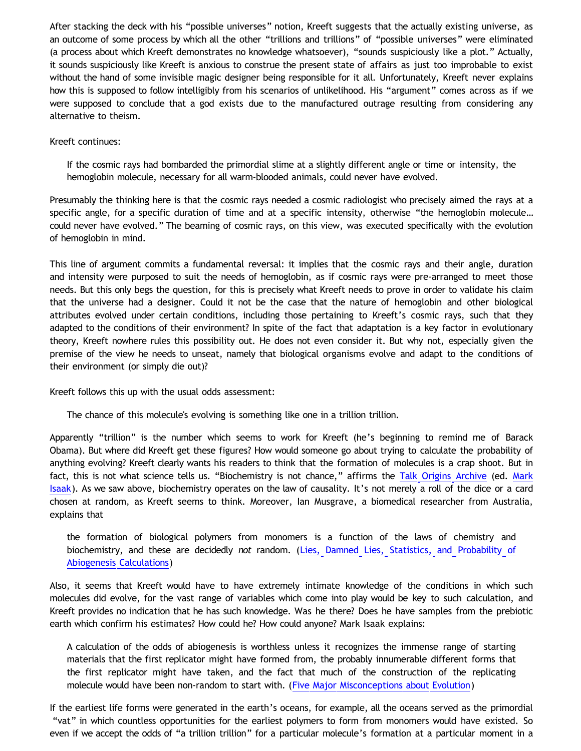After stacking the deck with his "possible universes" notion, Kreeft suggests that the actually existing universe, as an outcome of some process by which all the other "trillions and trillions" of "possible universes" were eliminated (a process about which Kreeft demonstrates no knowledge whatsoever), "sounds suspiciously like a plot." Actually, it sounds suspiciously like Kreeft is anxious to construe the present state of affairs as just too improbable to exist without the hand of some invisible magic designer being responsible for it all. Unfortunately, Kreeft never explains how this is supposed to follow intelligibly from his scenarios of unlikelihood. His "argument" comes across as if we were supposed to conclude that a god exists due to the manufactured outrage resulting from considering any alternative to theism.

Kreeft continues:

> If the cosmic rays had bombarded the primordial slime at a slightly different angle or time or intensity, the hemoglobin molecule, necessary for all warm-blooded animals, could never have evolved.

Presumably the thinking here is that the cosmic rays needed a cosmic radiologist who precisely aimed the rays at a specific angle, for a specific duration of time and at a specific intensity, otherwise "the hemoglobin molecule… could never have evolved." The beaming of cosmic rays, on this view, was executed specifically with the evolution of hemoglobin in mind.

This line of argument commits a fundamental reversal: it implies that the cosmic rays and their angle, duration and intensity were purposed to suit the needs of hemoglobin, as if cosmic rays were pre-arranged to meet those needs. But this only begs the question, for this is precisely what Kreeft needs to prove in order to validate his claim that the universe had a designer. Could it not be the case that the nature of hemoglobin and other biological attributes evolved under certain conditions, including those pertaining to Kreeft's cosmic rays, such that they adapted to the conditions of their environment? In spite of the fact that adaptation is a key factor in evolutionary theory, Kreeft nowhere rules this possibility out. He does not even consider it. But why not, especially given the premise of the view he needs to unseat, namely that biological organisms evolve and adapt to the conditions of their environment (or simply die out)?

Kreeft follows this up with the usual odds assessment:

> The chance of this molecule's evolving is something like one in a trillion trillion.

Apparently "trillion" is the number which seems to work for Kreeft (he's beginning to remind me of Barack Obama). But where did Kreeft get these figures? How would someone go about trying to calculate the probability of anything evolving? Kreeft clearly wants his readers to think that the formation of molecules is a crap shoot. But in fact, this is not what science tells us. "Biochemistry is not chance," affirms the Talk Origins Archive (ed. Mark Isaak). As we saw above, biochemistry operates on the law of causality. It's not merely a roll of the dice or a card chosen at random, as Kreeft seems to think. Moreover, Ian Musgrave, a biomedical researcher from Australia, explains that

> the formation of biological polymers from monomers is a function of the laws of chemistry and biochemistry, and these are decidedly *not* random. (Lies, Damned Lies, Statistics, and Probability of Abiogenesis Calculations)

Also, it seems that Kreeft would have to have extremely intimate knowledge of the conditions in which such molecules did evolve, for the vast range of variables which come into play would be key to such calculation, and Kreeft provides no indication that he has such knowledge. Was he there? Does he have samples from the prebiotic earth which confirm his estimates? How could he? How could anyone? Mark Isaak explains:

> A calculation of the odds of abiogenesis is worthless unless it recognizes the immense range of starting materials that the first replicator might have formed from, the probably innumerable different forms that the first replicator might have taken, and the fact that much of the construction of the replicating molecule would have been non-random to start with. (Five Major Misconceptions about Evolution)

If the earliest life forms were generated in the earth's oceans, for example, all the oceans served as the primordial "vat" in which countless opportunities for the earliest polymers to form from monomers would have existed. So even if we accept the odds of "a trillion trillion" for a particular molecule's formation at a particular moment in a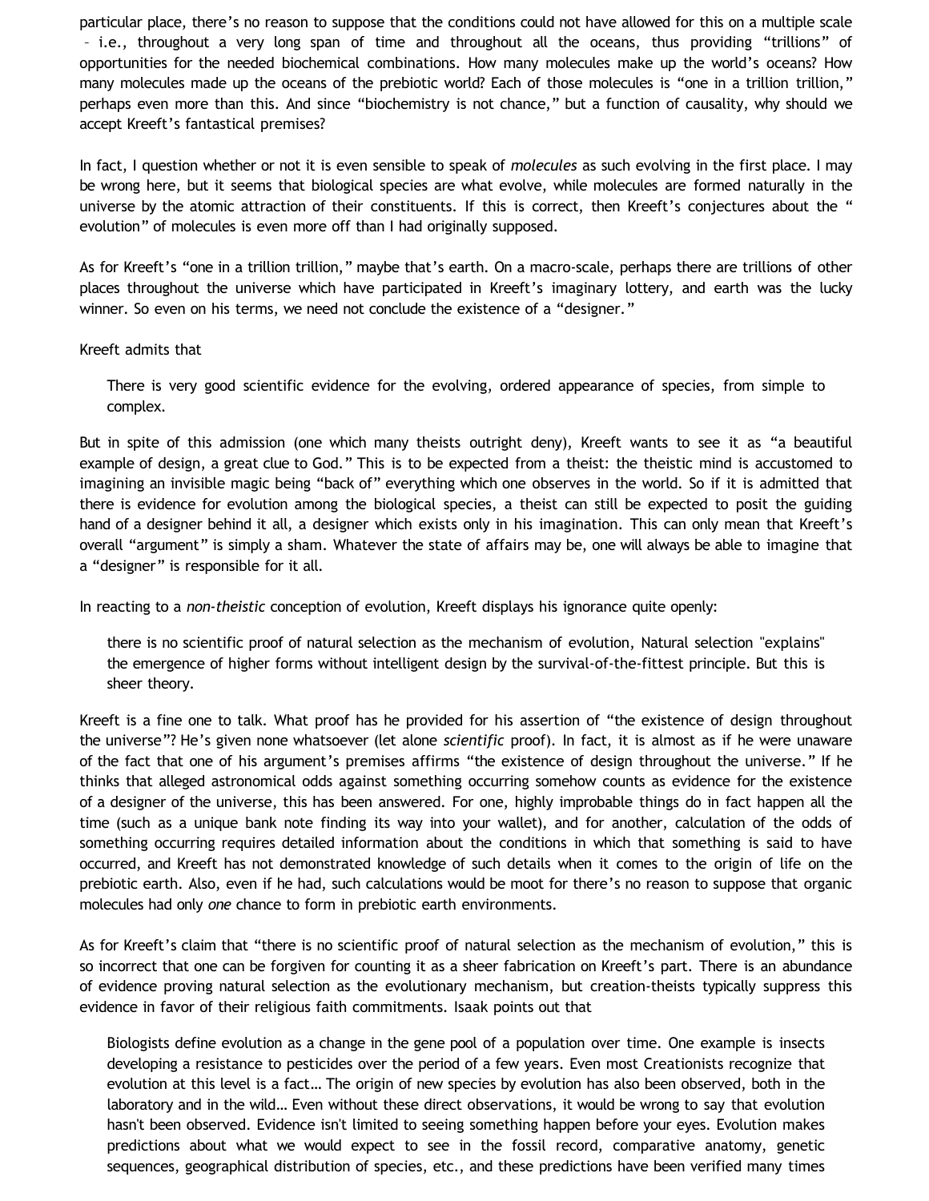particular place, there's no reason to suppose that the conditions could not have allowed for this on a multiple scale – i.e., throughout a very long span of time and throughout all the oceans, thus providing "trillions" of opportunities for the needed biochemical combinations. How many molecules make up the world's oceans? How many molecules made up the oceans of the prebiotic world? Each of those molecules is "one in a trillion trillion," perhaps even more than this. And since "biochemistry is not chance," but a function of causality, why should we accept Kreeft's fantastical premises?

In fact, I question whether or not it is even sensible to speak of *molecules* as such evolving in the first place. I may be wrong here, but it seems that biological species are what evolve, while molecules are formed naturally in the universe by the atomic attraction of their constituents. If this is correct, then Kreeft's conjectures about the "evolution" of molecules is even more off than I had originally supposed.

As for Kreeft's "one in a trillion trillion," maybe that's earth. On a macro-scale, perhaps there are trillions of other places throughout the universe which have participated in Kreeft's imaginary lottery, and earth was the lucky winner. So even on his terms, we need not conclude the existence of a "designer."

Kreeft admits that

> There is very good scientific evidence for the evolving, ordered appearance of species, from simple to complex.

But in spite of this admission (one which many theists outright deny), Kreeft wants to see it as "a beautiful example of design, a great clue to God." This is to be expected from a theist: the theistic mind is accustomed to imagining an invisible magic being "back of" everything which one observes in the world. So if it is admitted that there is evidence for evolution among the biological species, a theist can still be expected to posit the guiding hand of a designer behind it all, a designer which exists only in his imagination. This can only mean that Kreeft's overall "argument" is simply a sham. Whatever the state of affairs may be, one will always be able to imagine that a "designer" is responsible for it all.

In reacting to a *non-theistic* conception of evolution, Kreeft displays his ignorance quite openly:

> there is no scientific proof of natural selection as the mechanism of evolution, Natural selection "explains" the emergence of higher forms without intelligent design by the survival-of-the-fittest principle. But this is sheer theory.

Kreeft is a fine one to talk. What proof has he provided for his assertion of "the existence of design throughout the universe"? He's given none whatsoever (let alone *scientific* proof). In fact, it is almost as if he were unaware of the fact that one of his argument's premises affirms "the existence of design throughout the universe." If he thinks that alleged astronomical odds against something occurring somehow counts as evidence for the existence of a designer of the universe, this has been answered. For one, highly improbable things do in fact happen all the time (such as a unique bank note finding its way into your wallet), and for another, calculation of the odds of something occurring requires detailed information about the conditions in which that something is said to have occurred, and Kreeft has not demonstrated knowledge of such details when it comes to the origin of life on the prebiotic earth. Also, even if he had, such calculations would be moot for there's no reason to suppose that organic molecules had only *one* chance to form in prebiotic earth environments.

As for Kreeft's claim that "there is no scientific proof of natural selection as the mechanism of evolution," this is so incorrect that one can be forgiven for counting it as a sheer fabrication on Kreeft's part. There is an abundance of evidence proving natural selection as the evolutionary mechanism, but creation-theists typically suppress this evidence in favor of their religious faith commitments. Isaak points out that

> Biologists define evolution as a change in the gene pool of a population over time. One example is insects developing a resistance to pesticides over the period of a few years. Even most Creationists recognize that evolution at this level is a fact… The origin of new species by evolution has also been observed, both in the laboratory and in the wild… Even without these direct observations, it would be wrong to say that evolution hasn't been observed. Evidence isn't limited to seeing something happen before your eyes. Evolution makes predictions about what we would expect to see in the fossil record, comparative anatomy, genetic sequences, geographical distribution of species, etc., and these predictions have been verified many times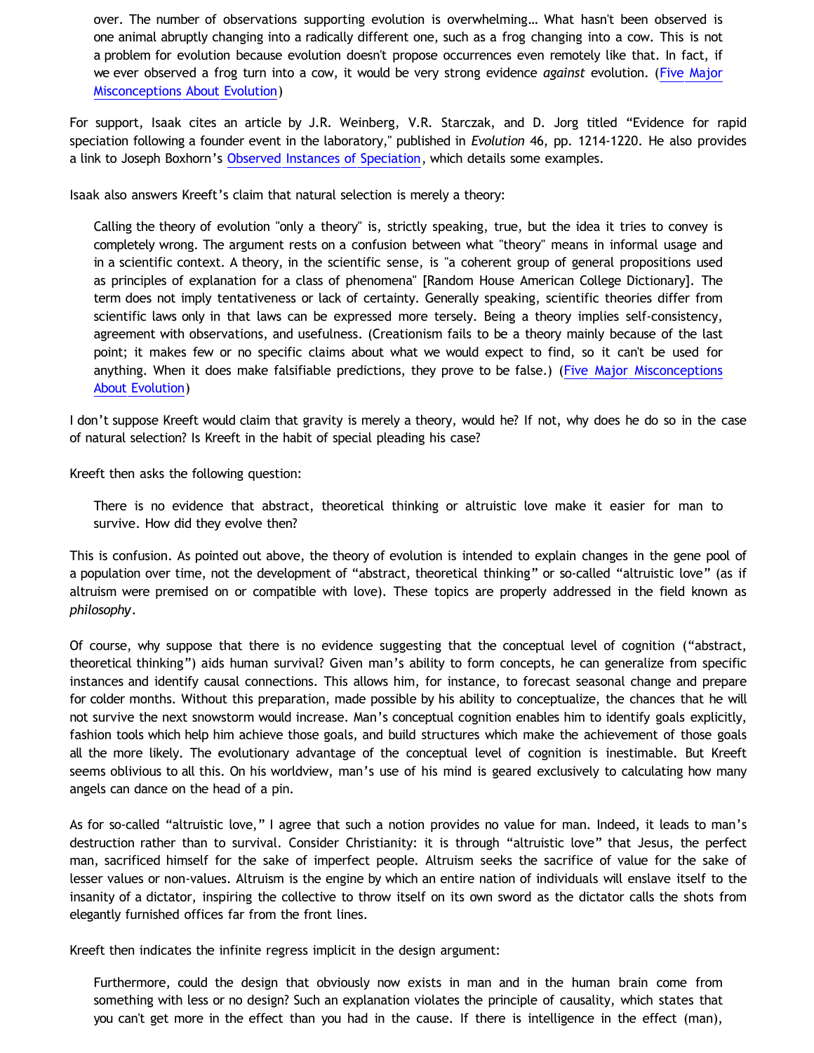> over. The number of observations supporting evolution is overwhelming… What hasn't been observed is one animal abruptly changing into a radically different one, such as a frog changing into a cow. This is not a problem for evolution because evolution doesn't propose occurrences even remotely like that. In fact, if we ever observed a frog turn into a cow, it would be very strong evidence *against* evolution. (Five Major Misconceptions About Evolution)

For support, Isaak cites an article by J.R. Weinberg, V.R. Starczak, and D. Jorg titled "Evidence for rapid speciation following a founder event in the laboratory," published in *Evolution* 46, pp. 1214-1220. He also provides a link to Joseph Boxhorn's Observed Instances of Speciation, which details some examples.

Isaak also answers Kreeft's claim that natural selection is merely a theory:

> Calling the theory of evolution "only a theory" is, strictly speaking, true, but the idea it tries to convey is completely wrong. The argument rests on a confusion between what "theory" means in informal usage and in a scientific context. A theory, in the scientific sense, is "a coherent group of general propositions used as principles of explanation for a class of phenomena" [Random House American College Dictionary]. The term does not imply tentativeness or lack of certainty. Generally speaking, scientific theories differ from scientific laws only in that laws can be expressed more tersely. Being a theory implies self-consistency, agreement with observations, and usefulness. (Creationism fails to be a theory mainly because of the last point; it makes few or no specific claims about what we would expect to find, so it can't be used for anything. When it does make falsifiable predictions, they prove to be false.) (Five Major Misconceptions About Evolution)

I don't suppose Kreeft would claim that gravity is merely a theory, would he? If not, why does he do so in the case of natural selection? Is Kreeft in the habit of special pleading his case?

Kreeft then asks the following question:

> There is no evidence that abstract, theoretical thinking or altruistic love make it easier for man to survive. How did they evolve then?

This is confusion. As pointed out above, the theory of evolution is intended to explain changes in the gene pool of a population over time, not the development of "abstract, theoretical thinking" or so-called "altruistic love" (as if altruism were premised on or compatible with love). These topics are properly addressed in the field known as *philosophy*.

Of course, why suppose that there is no evidence suggesting that the conceptual level of cognition ("abstract, theoretical thinking") aids human survival? Given man's ability to form concepts, he can generalize from specific instances and identify causal connections. This allows him, for instance, to forecast seasonal change and prepare for colder months. Without this preparation, made possible by his ability to conceptualize, the chances that he will not survive the next snowstorm would increase. Man's conceptual cognition enables him to identify goals explicitly, fashion tools which help him achieve those goals, and build structures which make the achievement of those goals all the more likely. The evolutionary advantage of the conceptual level of cognition is inestimable. But Kreeft seems oblivious to all this. On his worldview, man's use of his mind is geared exclusively to calculating how many angels can dance on the head of a pin.

As for so-called "altruistic love," I agree that such a notion provides no value for man. Indeed, it leads to man's destruction rather than to survival. Consider Christianity: it is through "altruistic love" that Jesus, the perfect man, sacrificed himself for the sake of imperfect people. Altruism seeks the sacrifice of value for the sake of lesser values or non-values. Altruism is the engine by which an entire nation of individuals will enslave itself to the insanity of a dictator, inspiring the collective to throw itself on its own sword as the dictator calls the shots from elegantly furnished offices far from the front lines.

Kreeft then indicates the infinite regress implicit in the design argument:

> Furthermore, could the design that obviously now exists in man and in the human brain come from something with less or no design? Such an explanation violates the principle of causality, which states that you can't get more in the effect than you had in the cause. If there is intelligence in the effect (man),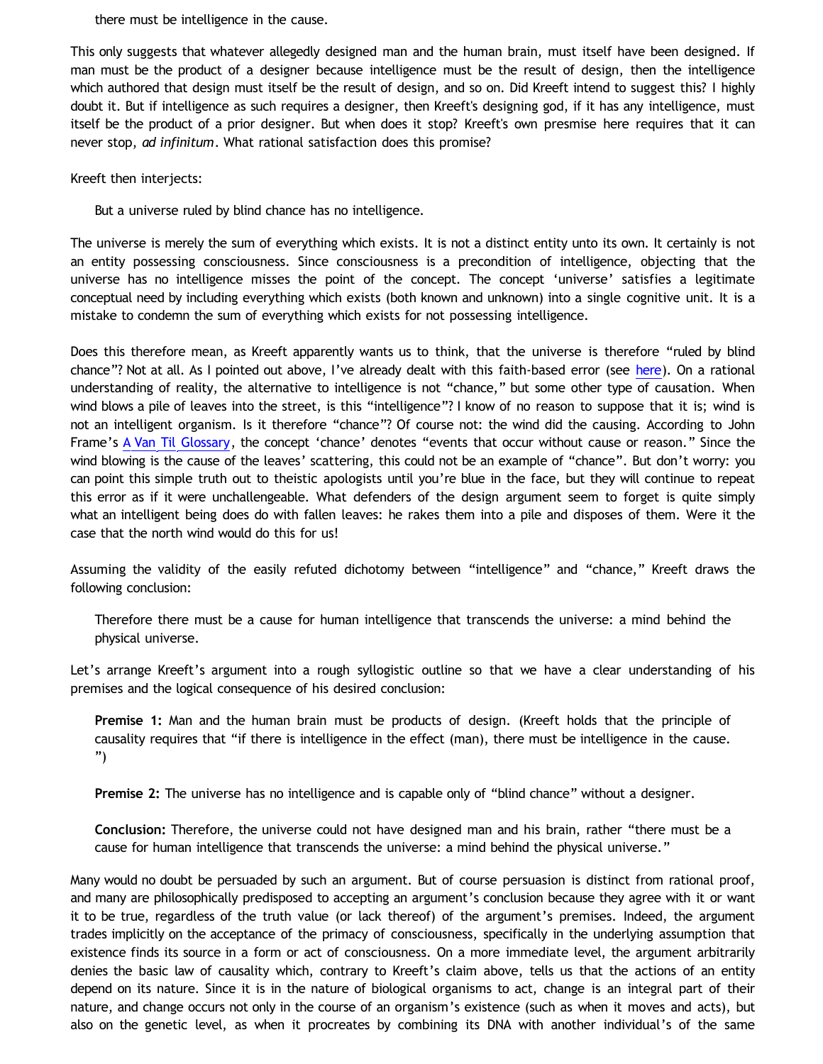> there must be intelligence in the cause.

This only suggests that whatever allegedly designed man and the human brain, must itself have been designed. If man must be the product of a designer because intelligence must be the result of design, then the intelligence which authored that design must itself be the result of design, and so on. Did Kreeft intend to suggest this? I highly doubt it. But if intelligence as such requires a designer, then Kreeft's designing god, if it has any intelligence, must itself be the product of a prior designer. But when does it stop? Kreeft's own presmise here requires that it can never stop, *ad infinitum*. What rational satisfaction does this promise?

Kreeft then interjects:

> But a universe ruled by blind chance has no intelligence.

The universe is merely the sum of everything which exists. It is not a distinct entity unto its own. It certainly is not an entity possessing consciousness. Since consciousness is a precondition of intelligence, objecting that the universe has no intelligence misses the point of the concept. The concept 'universe' satisfies a legitimate conceptual need by including everything which exists (both known and unknown) into a single cognitive unit. It is a mistake to condemn the sum of everything which exists for not possessing intelligence.

Does this therefore mean, as Kreeft apparently wants us to think, that the universe is therefore "ruled by blind chance"? Not at all. As I pointed out above, I've already dealt with this faith-based error (see here). On a rational understanding of reality, the alternative to intelligence is not "chance," but some other type of causation. When wind blows a pile of leaves into the street, is this "intelligence"? I know of no reason to suppose that it is; wind is not an intelligent organism. Is it therefore "chance"? Of course not: the wind did the causing. According to John Frame's A Van Til Glossary, the concept 'chance' denotes "events that occur without cause or reason." Since the wind blowing is the cause of the leaves' scattering, this could not be an example of "chance". But don't worry: you can point this simple truth out to theistic apologists until you're blue in the face, but they will continue to repeat this error as if it were unchallengeable. What defenders of the design argument seem to forget is quite simply what an intelligent being does do with fallen leaves: he rakes them into a pile and disposes of them. Were it the case that the north wind would do this for us!

Assuming the validity of the easily refuted dichotomy between "intelligence" and "chance," Kreeft draws the following conclusion:

> Therefore there must be a cause for human intelligence that transcends the universe: a mind behind the physical universe.

Let's arrange Kreeft's argument into a rough syllogistic outline so that we have a clear understanding of his premises and the logical consequence of his desired conclusion:

> **Premise 1:** Man and the human brain must be products of design. (Kreeft holds that the principle of causality requires that "if there is intelligence in the effect (man), there must be intelligence in the cause.")
>
> **Premise 2:** The universe has no intelligence and is capable only of "blind chance" without a designer.
>
> **Conclusion:** Therefore, the universe could not have designed man and his brain, rather "there must be a cause for human intelligence that transcends the universe: a mind behind the physical universe."

Many would no doubt be persuaded by such an argument. But of course persuasion is distinct from rational proof, and many are philosophically predisposed to accepting an argument's conclusion because they agree with it or want it to be true, regardless of the truth value (or lack thereof) of the argument's premises. Indeed, the argument trades implicitly on the acceptance of the primacy of consciousness, specifically in the underlying assumption that existence finds its source in a form or act of consciousness. On a more immediate level, the argument arbitrarily denies the basic law of causality which, contrary to Kreeft's claim above, tells us that the actions of an entity depend on its nature. Since it is in the nature of biological organisms to act, change is an integral part of their nature, and change occurs not only in the course of an organism's existence (such as when it moves and acts), but also on the genetic level, as when it procreates by combining its DNA with another individual's of the same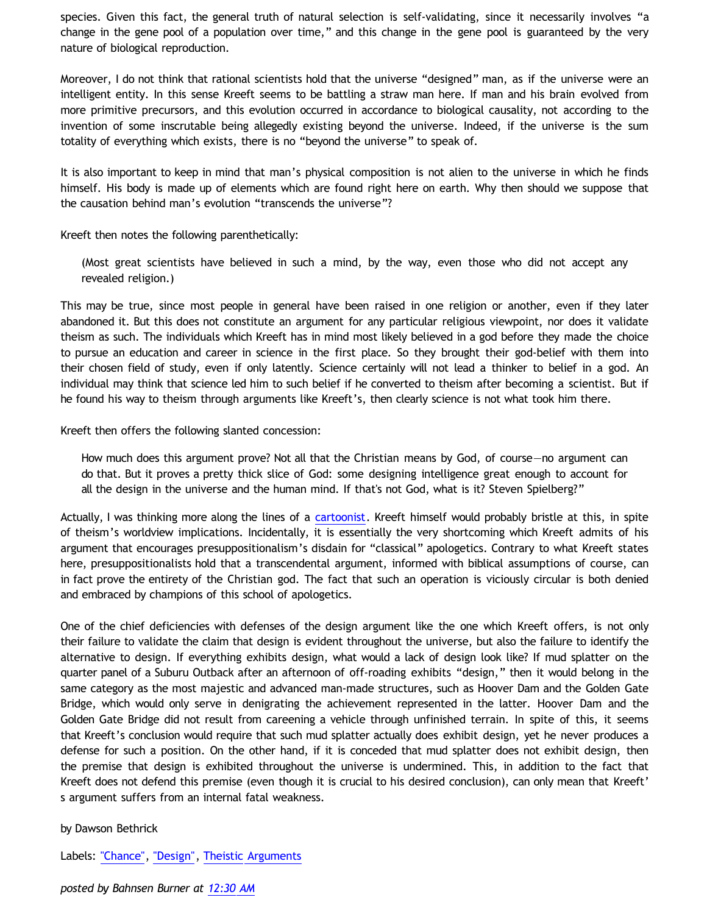species. Given this fact, the general truth of natural selection is self-validating, since it necessarily involves "a change in the gene pool of a population over time," and this change in the gene pool is guaranteed by the very nature of biological reproduction.

Moreover, I do not think that rational scientists hold that the universe "designed" man, as if the universe were an intelligent entity. In this sense Kreeft seems to be battling a straw man here. If man and his brain evolved from more primitive precursors, and this evolution occurred in accordance to biological causality, not according to the invention of some inscrutable being allegedly existing beyond the universe. Indeed, if the universe is the sum totality of everything which exists, there is no "beyond the universe" to speak of.

It is also important to keep in mind that man's physical composition is not alien to the universe in which he finds himself. His body is made up of elements which are found right here on earth. Why then should we suppose that the causation behind man's evolution "transcends the universe"?

Kreeft then notes the following parenthetically:

> (Most great scientists have believed in such a mind, by the way, even those who did not accept any revealed religion.)

This may be true, since most people in general have been raised in one religion or another, even if they later abandoned it. But this does not constitute an argument for any particular religious viewpoint, nor does it validate theism as such. The individuals which Kreeft has in mind most likely believed in a god before they made the choice to pursue an education and career in science in the first place. So they brought their god-belief with them into their chosen field of study, even if only latently. Science certainly will not lead a thinker to belief in a god. An individual may think that science led him to such belief if he converted to theism after becoming a scientist. But if he found his way to theism through arguments like Kreeft's, then clearly science is not what took him there.

Kreeft then offers the following slanted concession:

> How much does this argument prove? Not all that the Christian means by God, of course—no argument can do that. But it proves a pretty thick slice of God: some designing intelligence great enough to account for all the design in the universe and the human mind. If that's not God, what is it? Steven Spielberg?"

Actually, I was thinking more along the lines of a cartoonist. Kreeft himself would probably bristle at this, in spite of theism's worldview implications. Incidentally, it is essentially the very shortcoming which Kreeft admits of his argument that encourages presuppositionalism's disdain for "classical" apologetics. Contrary to what Kreeft states here, presuppositionalists hold that a transcendental argument, informed with biblical assumptions of course, can in fact prove the entirety of the Christian god. The fact that such an operation is viciously circular is both denied and embraced by champions of this school of apologetics.

One of the chief deficiencies with defenses of the design argument like the one which Kreeft offers, is not only their failure to validate the claim that design is evident throughout the universe, but also the failure to identify the alternative to design. If everything exhibits design, what would a lack of design look like? If mud splatter on the quarter panel of a Suburu Outback after an afternoon of off-roading exhibits "design," then it would belong in the same category as the most majestic and advanced man-made structures, such as Hoover Dam and the Golden Gate Bridge, which would only serve in denigrating the achievement represented in the latter. Hoover Dam and the Golden Gate Bridge did not result from careening a vehicle through unfinished terrain. In spite of this, it seems that Kreeft's conclusion would require that such mud splatter actually does exhibit design, yet he never produces a defense for such a position. On the other hand, if it is conceded that mud splatter does not exhibit design, then the premise that design is exhibited throughout the universe is undermined. This, in addition to the fact that Kreeft does not defend this premise (even though it is crucial to his desired conclusion), can only mean that Kreeft's argument suffers from an internal fatal weakness.

by Dawson Bethrick

Labels: "Chance", "Design", Theistic Arguments

*posted by Bahnsen Burner at 12:30 AM*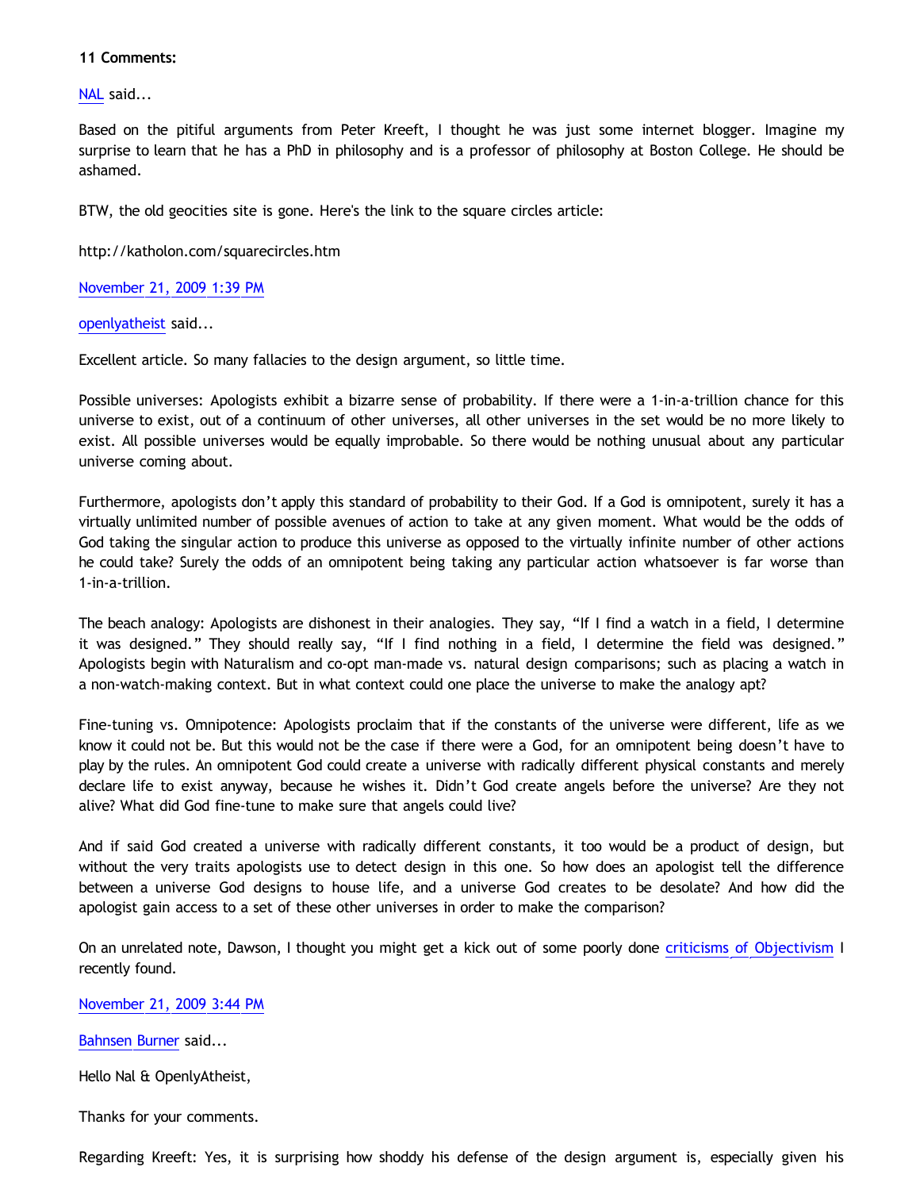**11 Comments:**

NAL said...

Based on the pitiful arguments from Peter Kreeft, I thought he was just some internet blogger. Imagine my surprise to learn that he has a PhD in philosophy and is a professor of philosophy at Boston College. He should be ashamed.

BTW, the old geocities site is gone. Here's the link to the square circles article:

http://katholon.com/squarecircles.htm

November 21, 2009 1:39 PM

openlyatheist said...

Excellent article. So many fallacies to the design argument, so little time.

Possible universes: Apologists exhibit a bizarre sense of probability. If there were a 1-in-a-trillion chance for this universe to exist, out of a continuum of other universes, all other universes in the set would be no more likely to exist. All possible universes would be equally improbable. So there would be nothing unusual about any particular universe coming about.

Furthermore, apologists don't apply this standard of probability to their God. If a God is omnipotent, surely it has a virtually unlimited number of possible avenues of action to take at any given moment. What would be the odds of God taking the singular action to produce this universe as opposed to the virtually infinite number of other actions he could take? Surely the odds of an omnipotent being taking any particular action whatsoever is far worse than 1-in-a-trillion.

The beach analogy: Apologists are dishonest in their analogies. They say, "If I find a watch in a field, I determine it was designed." They should really say, "If I find nothing in a field, I determine the field was designed." Apologists begin with Naturalism and co-opt man-made vs. natural design comparisons; such as placing a watch in a non-watch-making context. But in what context could one place the universe to make the analogy apt?

Fine-tuning vs. Omnipotence: Apologists proclaim that if the constants of the universe were different, life as we know it could not be. But this would not be the case if there were a God, for an omnipotent being doesn't have to play by the rules. An omnipotent God could create a universe with radically different physical constants and merely declare life to exist anyway, because he wishes it. Didn't God create angels before the universe? Are they not alive? What did God fine-tune to make sure that angels could live?

And if said God created a universe with radically different constants, it too would be a product of design, but without the very traits apologists use to detect design in this one. So how does an apologist tell the difference between a universe God designs to house life, and a universe God creates to be desolate? And how did the apologist gain access to a set of these other universes in order to make the comparison?

On an unrelated note, Dawson, I thought you might get a kick out of some poorly done criticisms of Objectivism I recently found.

November 21, 2009 3:44 PM

Bahnsen Burner said...

Hello Nal & OpenlyAtheist,

Thanks for your comments.

Regarding Kreeft: Yes, it is surprising how shoddy his defense of the design argument is, especially given his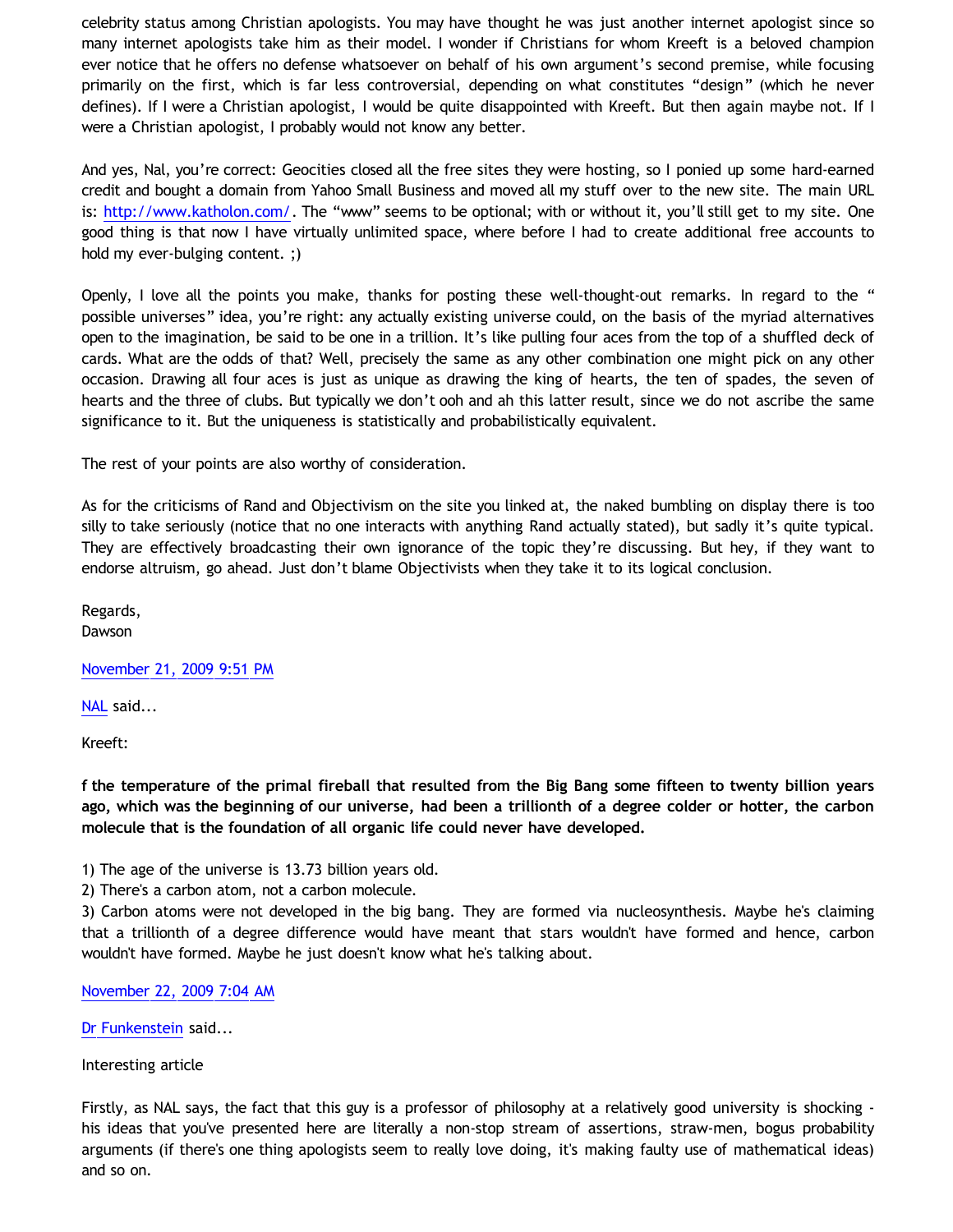celebrity status among Christian apologists. You may have thought he was just another internet apologist since so many internet apologists take him as their model. I wonder if Christians for whom Kreeft is a beloved champion ever notice that he offers no defense whatsoever on behalf of his own argument's second premise, while focusing primarily on the first, which is far less controversial, depending on what constitutes "design" (which he never defines). If I were a Christian apologist, I would be quite disappointed with Kreeft. But then again maybe not. If I were a Christian apologist, I probably would not know any better.

And yes, Nal, you're correct: Geocities closed all the free sites they were hosting, so I ponied up some hard-earned credit and bought a domain from Yahoo Small Business and moved all my stuff over to the new site. The main URL is: [http://www.katholon.com/](http://www.katholon.com/). The "www" seems to be optional; with or without it, you'll still get to my site. One good thing is that now I have virtually unlimited space, where before I had to create additional free accounts to hold my ever-bulging content. ;)

Openly, I love all the points you make, thanks for posting these well-thought-out remarks. In regard to the " possible universes" idea, you're right: any actually existing universe could, on the basis of the myriad alternatives open to the imagination, be said to be one in a trillion. It's like pulling four aces from the top of a shuffled deck of cards. What are the odds of that? Well, precisely the same as any other combination one might pick on any other occasion. Drawing all four aces is just as unique as drawing the king of hearts, the ten of spades, the seven of hearts and the three of clubs. But typically we don't ooh and ah this latter result, since we do not ascribe the same significance to it. But the uniqueness is statistically and probabilistically equivalent.

The rest of your points are also worthy of consideration.

As for the criticisms of Rand and Objectivism on the site you linked at, the naked bumbling on display there is too silly to take seriously (notice that no one interacts with anything Rand actually stated), but sadly it's quite typical. They are effectively broadcasting their own ignorance of the topic they're discussing. But hey, if they want to endorse altruism, go ahead. Just don't blame Objectivists when they take it to its logical conclusion.

Regards,
Dawson

November 21, 2009 9:51 PM

NAL said...

Kreeft:

**f the temperature of the primal fireball that resulted from the Big Bang some fifteen to twenty billion years ago, which was the beginning of our universe, had been a trillionth of a degree colder or hotter, the carbon molecule that is the foundation of all organic life could never have developed.**

1) The age of the universe is 13.73 billion years old.
2) There's a carbon atom, not a carbon molecule.
3) Carbon atoms were not developed in the big bang. They are formed via nucleosynthesis. Maybe he's claiming that a trillionth of a degree difference would have meant that stars wouldn't have formed and hence, carbon wouldn't have formed. Maybe he just doesn't know what he's talking about.

November 22, 2009 7:04 AM

Dr Funkenstein said...

Interesting article

Firstly, as NAL says, the fact that this guy is a professor of philosophy at a relatively good university is shocking - his ideas that you've presented here are literally a non-stop stream of assertions, straw-men, bogus probability arguments (if there's one thing apologists seem to really love doing, it's making faulty use of mathematical ideas) and so on.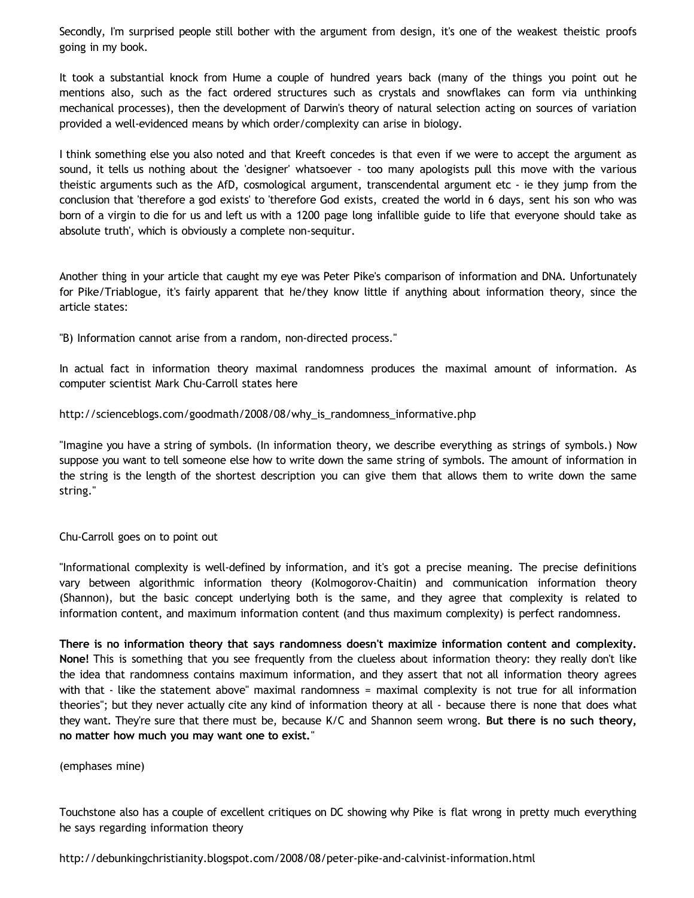Secondly, I'm surprised people still bother with the argument from design, it's one of the weakest theistic proofs going in my book.

It took a substantial knock from Hume a couple of hundred years back (many of the things you point out he mentions also, such as the fact ordered structures such as crystals and snowflakes can form via unthinking mechanical processes), then the development of Darwin's theory of natural selection acting on sources of variation provided a well-evidenced means by which order/complexity can arise in biology.

I think something else you also noted and that Kreeft concedes is that even if we were to accept the argument as sound, it tells us nothing about the 'designer' whatsoever - too many apologists pull this move with the various theistic arguments such as the AfD, cosmological argument, transcendental argument etc - ie they jump from the conclusion that 'therefore a god exists' to 'therefore God exists, created the world in 6 days, sent his son who was born of a virgin to die for us and left us with a 1200 page long infallible guide to life that everyone should take as absolute truth', which is obviously a complete non-sequitur.

Another thing in your article that caught my eye was Peter Pike's comparison of information and DNA. Unfortunately for Pike/Triablogue, it's fairly apparent that he/they know little if anything about information theory, since the article states:

"B) Information cannot arise from a random, non-directed process."

In actual fact in information theory maximal randomness produces the maximal amount of information. As computer scientist Mark Chu-Carroll states here

http://scienceblogs.com/goodmath/2008/08/why_is_randomness_informative.php

"Imagine you have a string of symbols. (In information theory, we describe everything as strings of symbols.) Now suppose you want to tell someone else how to write down the same string of symbols. The amount of information in the string is the length of the shortest description you can give them that allows them to write down the same string."

Chu-Carroll goes on to point out

"Informational complexity is well-defined by information, and it's got a precise meaning. The precise definitions vary between algorithmic information theory (Kolmogorov-Chaitin) and communication information theory (Shannon), but the basic concept underlying both is the same, and they agree that complexity is related to information content, and maximum information content (and thus maximum complexity) is perfect randomness.

**There is no information theory that says randomness doesn't maximize information content and complexity. None!** This is something that you see frequently from the clueless about information theory: they really don't like the idea that randomness contains maximum information, and they assert that not all information theory agrees with that - like the statement above" maximal randomness = maximal complexity is not true for all information theories"; but they never actually cite any kind of information theory at all - because there is none that does what they want. They're sure that there must be, because K/C and Shannon seem wrong. **But there is no such theory, no matter how much you may want one to exist.**"

(emphases mine)

Touchstone also has a couple of excellent critiques on DC showing why Pike is flat wrong in pretty much everything he says regarding information theory

http://debunkingchristianity.blogspot.com/2008/08/peter-pike-and-calvinist-information.html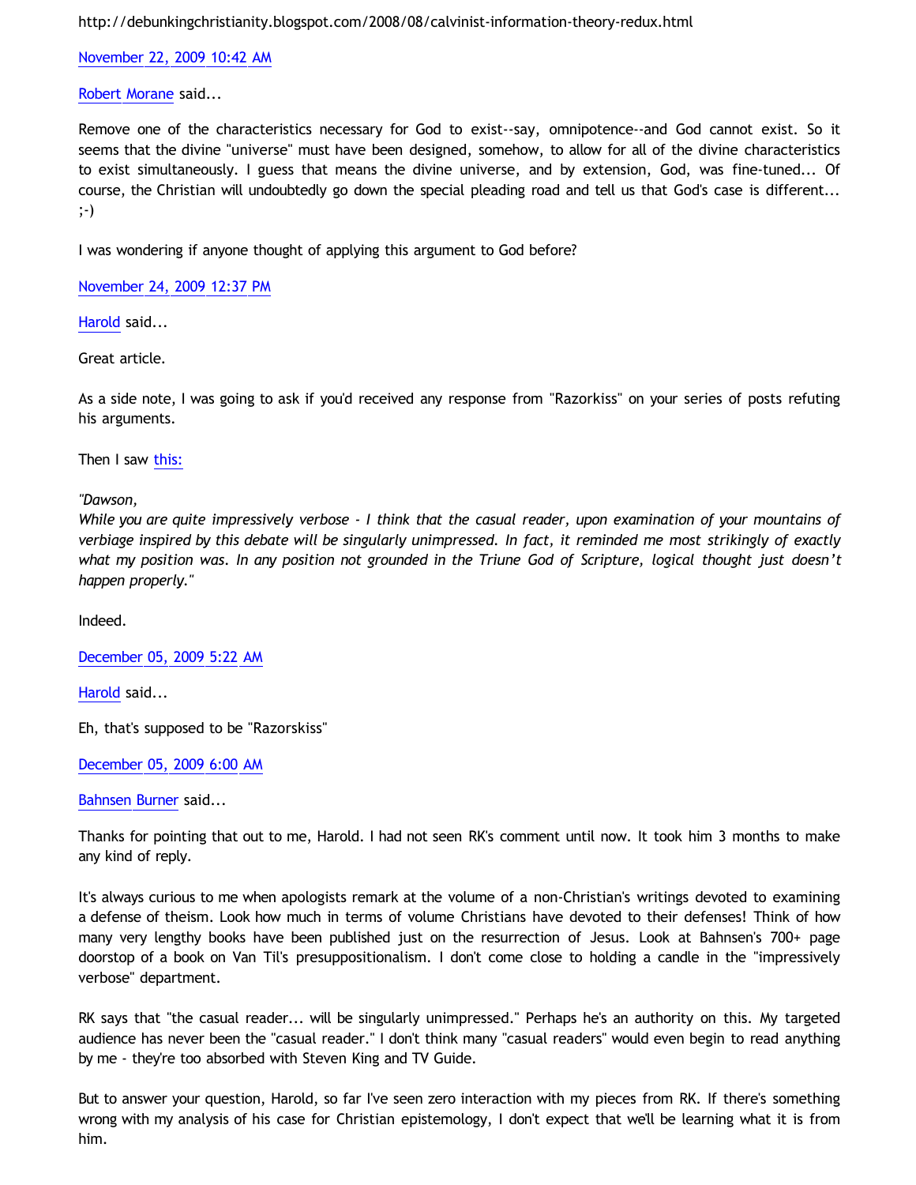http://debunkingchristianity.blogspot.com/2008/08/calvinist-information-theory-redux.html

November 22, 2009 10:42 AM

Robert Morane said...

Remove one of the characteristics necessary for God to exist--say, omnipotence--and God cannot exist. So it seems that the divine "universe" must have been designed, somehow, to allow for all of the divine characteristics to exist simultaneously. I guess that means the divine universe, and by extension, God, was fine-tuned... Of course, the Christian will undoubtedly go down the special pleading road and tell us that God's case is different... ;-)

I was wondering if anyone thought of applying this argument to God before?

November 24, 2009 12:37 PM

Harold said...

Great article.

As a side note, I was going to ask if you'd received any response from "Razorkiss" on your series of posts refuting his arguments.

Then I saw this:

*"Dawson,*
*While you are quite impressively verbose - I think that the casual reader, upon examination of your mountains of verbiage inspired by this debate will be singularly unimpressed. In fact, it reminded me most strikingly of exactly what my position was. In any position not grounded in the Triune God of Scripture, logical thought just doesn't happen properly."*

Indeed.

December 05, 2009 5:22 AM

Harold said...

Eh, that's supposed to be "Razorskiss"

December 05, 2009 6:00 AM

Bahnsen Burner said...

Thanks for pointing that out to me, Harold. I had not seen RK's comment until now. It took him 3 months to make any kind of reply.

It's always curious to me when apologists remark at the volume of a non-Christian's writings devoted to examining a defense of theism. Look how much in terms of volume Christians have devoted to their defenses! Think of how many very lengthy books have been published just on the resurrection of Jesus. Look at Bahnsen's 700+ page doorstop of a book on Van Til's presuppositionalism. I don't come close to holding a candle in the "impressively verbose" department.

RK says that "the casual reader... will be singularly unimpressed." Perhaps he's an authority on this. My targeted audience has never been the "casual reader." I don't think many "casual readers" would even begin to read anything by me - they're too absorbed with Steven King and TV Guide.

But to answer your question, Harold, so far I've seen zero interaction with my pieces from RK. If there's something wrong with my analysis of his case for Christian epistemology, I don't expect that we'll be learning what it is from him.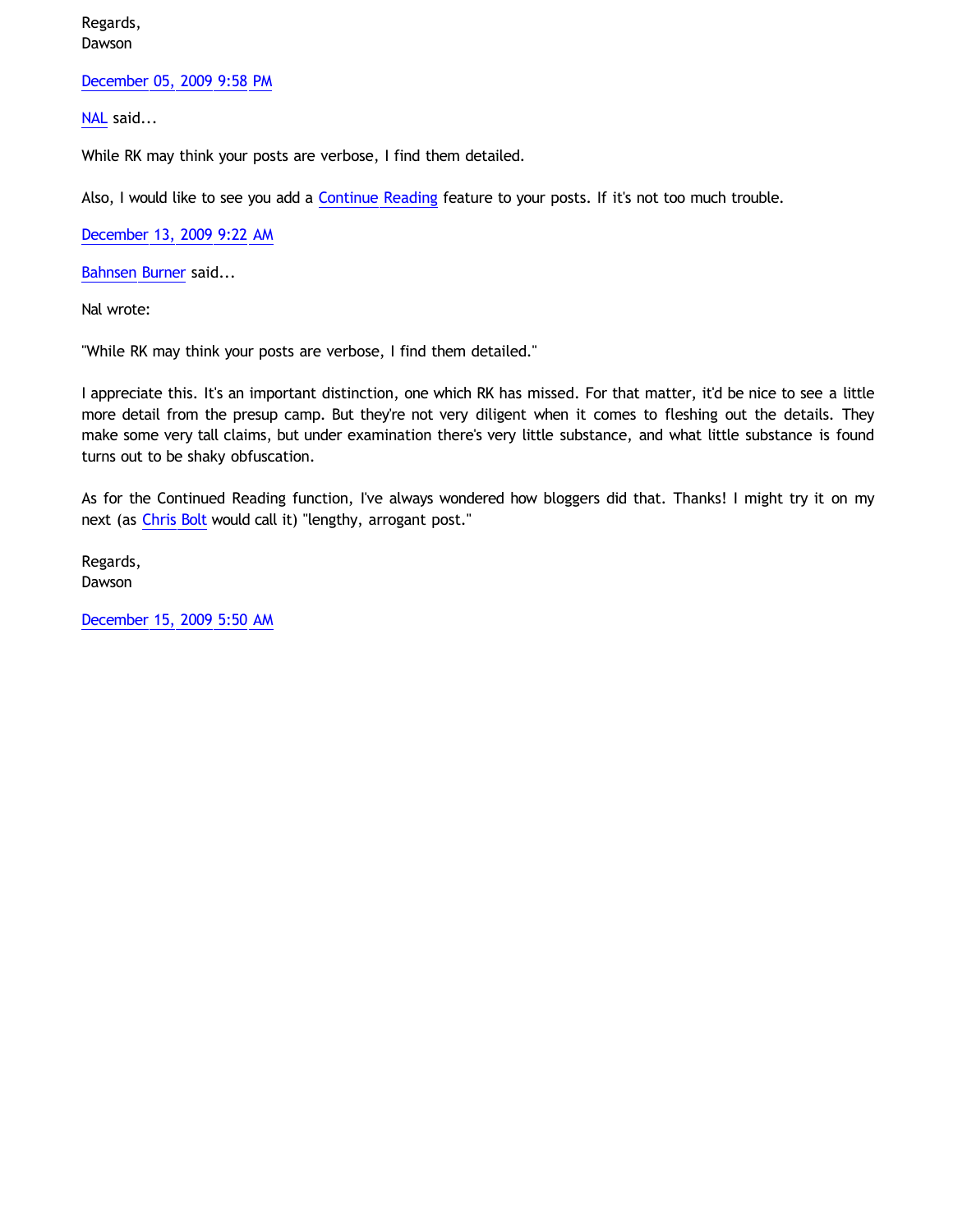Regards,
Dawson

December 05, 2009 9:58 PM

NAL said...

While RK may think your posts are verbose, I find them detailed.

Also, I would like to see you add a Continue Reading feature to your posts. If it's not too much trouble.

December 13, 2009 9:22 AM

Bahnsen Burner said...

Nal wrote:

"While RK may think your posts are verbose, I find them detailed."

I appreciate this. It's an important distinction, one which RK has missed. For that matter, it'd be nice to see a little more detail from the presup camp. But they're not very diligent when it comes to fleshing out the details. They make some very tall claims, but under examination there's very little substance, and what little substance is found turns out to be shaky obfuscation.

As for the Continued Reading function, I've always wondered how bloggers did that. Thanks! I might try it on my next (as Chris Bolt would call it) "lengthy, arrogant post."

Regards,
Dawson

December 15, 2009 5:50 AM